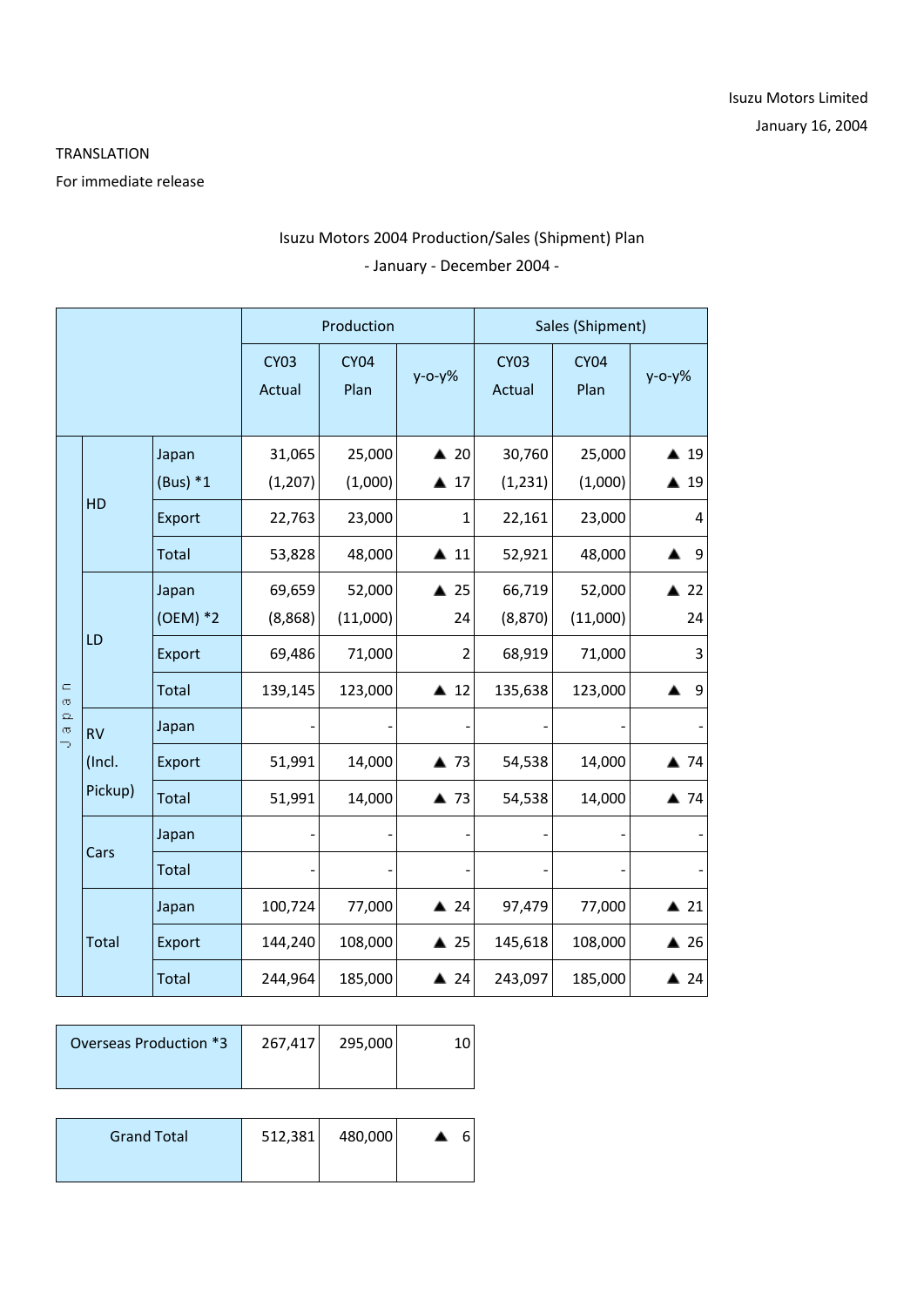Isuzu Motors Limited
January 16, 2004

TRANSLATION
For immediate release

Isuzu Motors 2004 Production/Sales (Shipment) Plan
- January - December 2004 -

| | | | Production | | | Sales (Shipment) | | |
|---|---|---|---|---|---|---|---|---|
| | | | CY03 Actual | CY04 Plan | y-o-y% | CY03 Actual | CY04 Plan | y-o-y% |
| Japan | HD | Japan (Bus) *1 | 31,065 (1,207) | 25,000 (1,000) | ▲ 20 ▲ 17 | 30,760 (1,231) | 25,000 (1,000) | ▲ 19 ▲ 19 |
| | | Export | 22,763 | 23,000 | 1 | 22,161 | 23,000 | 4 |
| | | Total | 53,828 | 48,000 | ▲ 11 | 52,921 | 48,000 | ▲ 9 |
| | LD | Japan (OEM) *2 | 69,659 (8,868) | 52,000 (11,000) | ▲ 25 24 | 66,719 (8,870) | 52,000 (11,000) | ▲ 22 24 |
| | | Export | 69,486 | 71,000 | 2 | 68,919 | 71,000 | 3 |
| | | Total | 139,145 | 123,000 | ▲ 12 | 135,638 | 123,000 | ▲ 9 |
| | RV (Incl. Pickup) | Japan | - | - | - | - | - | - |
| | | Export | 51,991 | 14,000 | ▲ 73 | 54,538 | 14,000 | ▲ 74 |
| | | Total | 51,991 | 14,000 | ▲ 73 | 54,538 | 14,000 | ▲ 74 |
| | Cars | Japan | - | - | - | - | - | - |
| | | Total | - | - | - | - | - | - |
| | Total | Japan | 100,724 | 77,000 | ▲ 24 | 97,479 | 77,000 | ▲ 21 |
| | | Export | 144,240 | 108,000 | ▲ 25 | 145,618 | 108,000 | ▲ 26 |
| | | Total | 244,964 | 185,000 | ▲ 24 | 243,097 | 185,000 | ▲ 24 |

| | CY03 Actual | CY04 Plan | y-o-y% |
|---|---|---|---|
| Overseas Production *3 | 267,417 | 295,000 | 10 |

| | CY03 Actual | CY04 Plan | y-o-y% |
|---|---|---|---|
| Grand Total | 512,381 | 480,000 | ▲ 6 |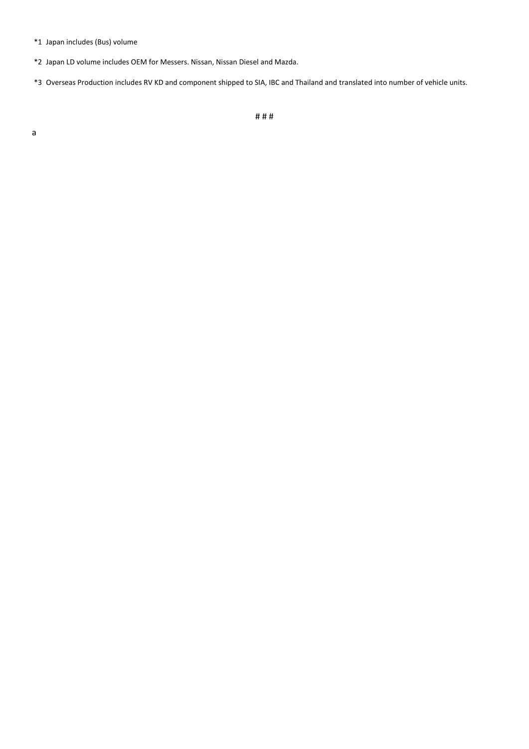*1 Japan includes (Bus) volume

*2 Japan LD volume includes OEM for Messers. Nissan, Nissan Diesel and Mazda.

*3 Overseas Production includes RV KD and component shipped to SIA, IBC and Thailand and translated into number of vehicle units.

# # #

a